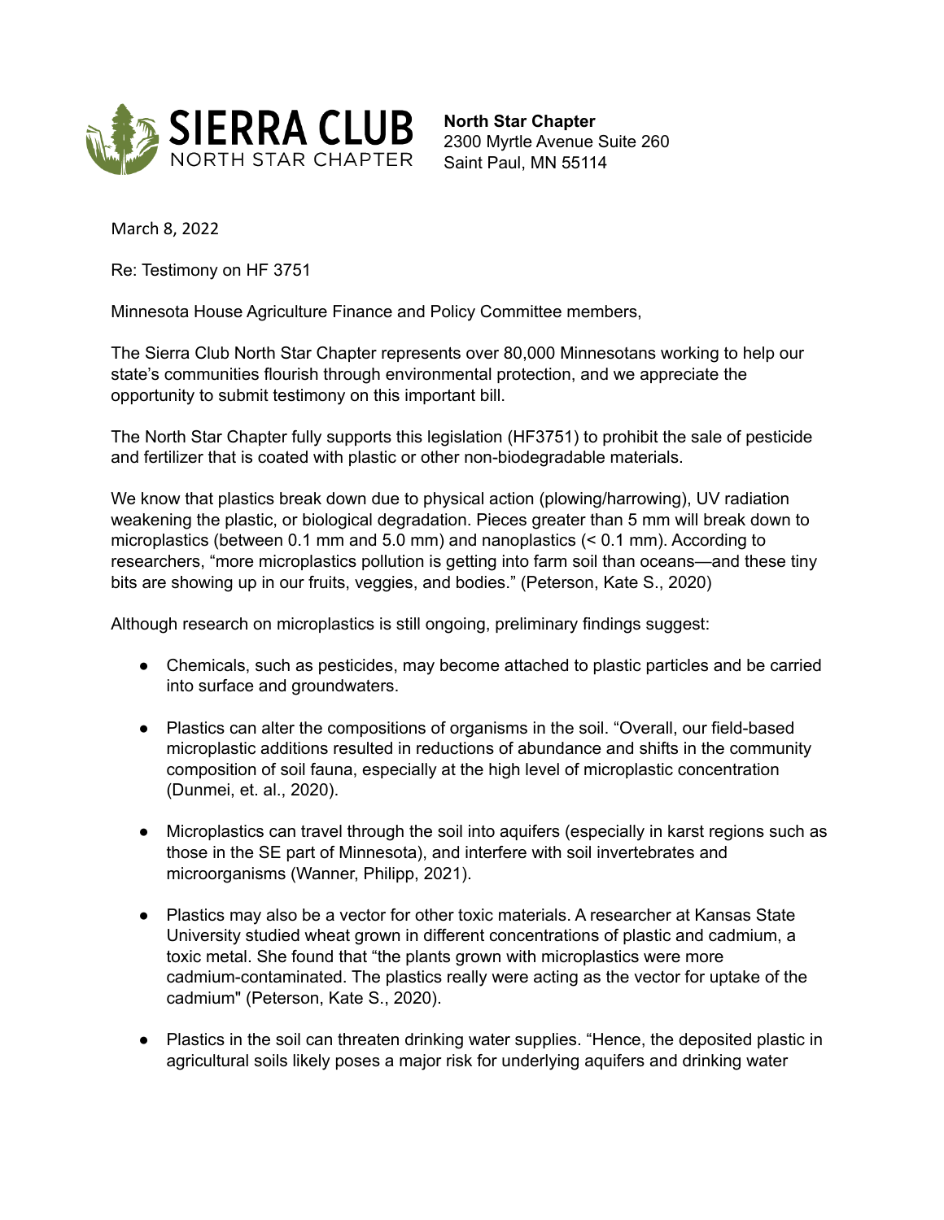SIERRA CLUB
NORTH STAR CHAPTER

**North Star Chapter**
2300 Myrtle Avenue Suite 260
Saint Paul, MN 55114

March 8, 2022

Re: Testimony on HF 3751

Minnesota House Agriculture Finance and Policy Committee members,

The Sierra Club North Star Chapter represents over 80,000 Minnesotans working to help our state's communities flourish through environmental protection, and we appreciate the opportunity to submit testimony on this important bill.

The North Star Chapter fully supports this legislation (HF3751) to prohibit the sale of pesticide and fertilizer that is coated with plastic or other non-biodegradable materials.

We know that plastics break down due to physical action (plowing/harrowing), UV radiation weakening the plastic, or biological degradation. Pieces greater than 5 mm will break down to microplastics (between 0.1 mm and 5.0 mm) and nanoplastics (< 0.1 mm). According to researchers, "more microplastics pollution is getting into farm soil than oceans—and these tiny bits are showing up in our fruits, veggies, and bodies." (Peterson, Kate S., 2020)

Although research on microplastics is still ongoing, preliminary findings suggest:

- Chemicals, such as pesticides, may become attached to plastic particles and be carried into surface and groundwaters.
- Plastics can alter the compositions of organisms in the soil. "Overall, our field-based microplastic additions resulted in reductions of abundance and shifts in the community composition of soil fauna, especially at the high level of microplastic concentration (Dunmei, et. al., 2020).
- Microplastics can travel through the soil into aquifers (especially in karst regions such as those in the SE part of Minnesota), and interfere with soil invertebrates and microorganisms (Wanner, Philipp, 2021).
- Plastics may also be a vector for other toxic materials. A researcher at Kansas State University studied wheat grown in different concentrations of plastic and cadmium, a toxic metal. She found that "the plants grown with microplastics were more cadmium-contaminated. The plastics really were acting as the vector for uptake of the cadmium" (Peterson, Kate S., 2020).
- Plastics in the soil can threaten drinking water supplies. "Hence, the deposited plastic in agricultural soils likely poses a major risk for underlying aquifers and drinking water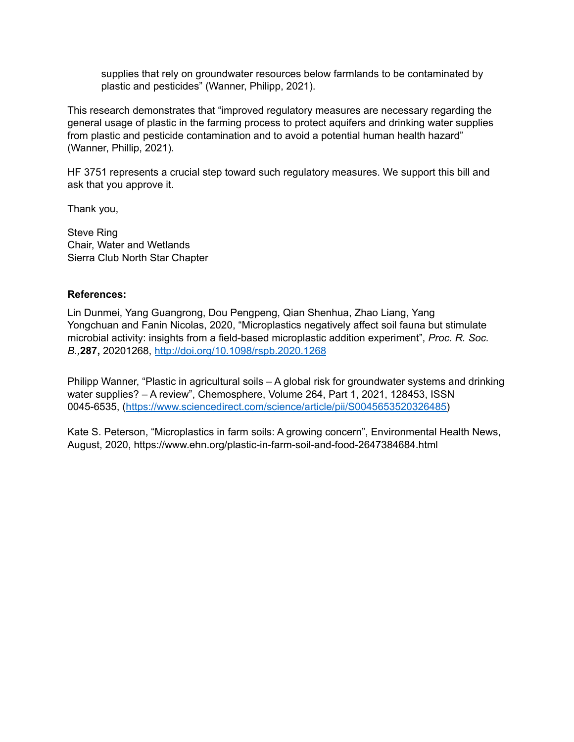> supplies that rely on groundwater resources below farmlands to be contaminated by plastic and pesticides" (Wanner, Philipp, 2021).

This research demonstrates that "improved regulatory measures are necessary regarding the general usage of plastic in the farming process to protect aquifers and drinking water supplies from plastic and pesticide contamination and to avoid a potential human health hazard" (Wanner, Phillip, 2021).

HF 3751 represents a crucial step toward such regulatory measures. We support this bill and ask that you approve it.

Thank you,

Steve Ring
Chair, Water and Wetlands
Sierra Club North Star Chapter

**References:**

Lin Dunmei, Yang Guangrong, Dou Pengpeng, Qian Shenhua, Zhao Liang, Yang Yongchuan and Fanin Nicolas, 2020, "Microplastics negatively affect soil fauna but stimulate microbial activity: insights from a field-based microplastic addition experiment", *Proc. R. Soc. B.,* **287,** 20201268, http://doi.org/10.1098/rspb.2020.1268

Philipp Wanner, "Plastic in agricultural soils – A global risk for groundwater systems and drinking water supplies? – A review", Chemosphere, Volume 264, Part 1, 2021, 128453, ISSN 0045-6535, (https://www.sciencedirect.com/science/article/pii/S0045653520326485)

Kate S. Peterson, "Microplastics in farm soils: A growing concern", Environmental Health News, August, 2020, https://www.ehn.org/plastic-in-farm-soil-and-food-2647384684.html